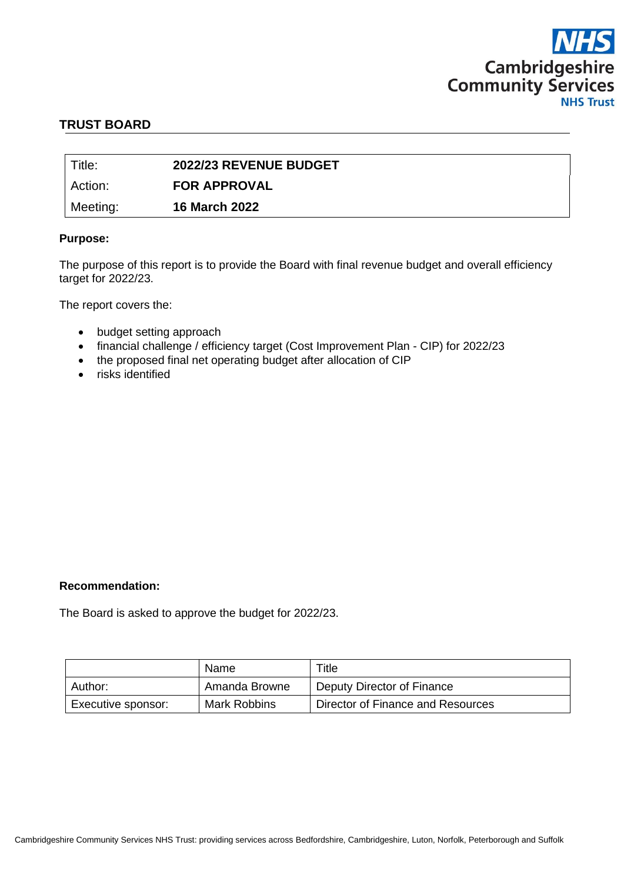Cambridgeshire Community Services NHS Trust

## TRUST BOARD

| Title: | 2022/23 REVENUE BUDGET |
|---|---|
| Action: | FOR APPROVAL |
| Meeting: | 16 March 2022 |

**Purpose:**

The purpose of this report is to provide the Board with final revenue budget and overall efficiency target for 2022/23.

The report covers the:

- budget setting approach
- financial challenge / efficiency target (Cost Improvement Plan - CIP) for 2022/23
- the proposed final net operating budget after allocation of CIP
- risks identified

**Recommendation:**

The Board is asked to approve the budget for 2022/23.

| | Name | Title |
|---|---|---|
| Author: | Amanda Browne | Deputy Director of Finance |
| Executive sponsor: | Mark Robbins | Director of Finance and Resources |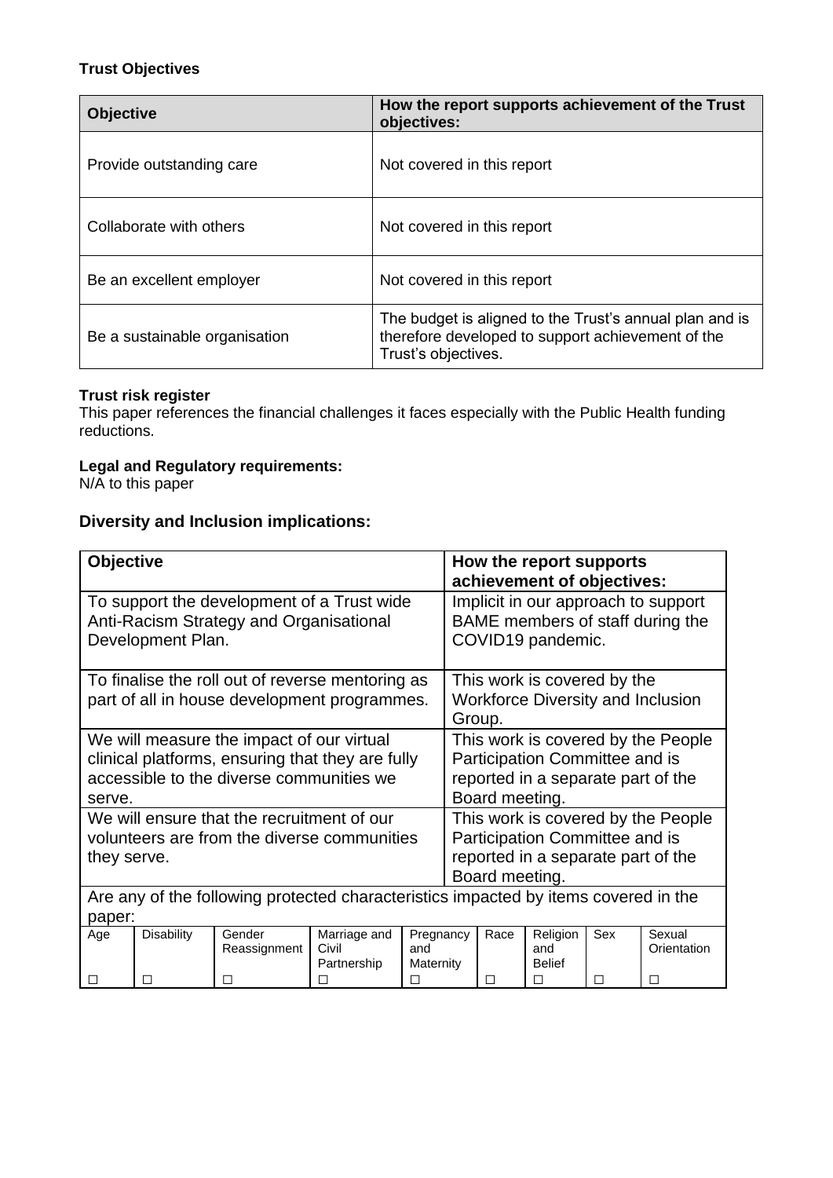**Trust Objectives**

| Objective | How the report supports achievement of the Trust objectives: |
|---|---|
| Provide outstanding care | Not covered in this report |
| Collaborate with others | Not covered in this report |
| Be an excellent employer | Not covered in this report |
| Be a sustainable organisation | The budget is aligned to the Trust's annual plan and is therefore developed to support achievement of the Trust's objectives. |

**Trust risk register**
This paper references the financial challenges it faces especially with the Public Health funding reductions.

**Legal and Regulatory requirements:**
N/A to this paper

### Diversity and Inclusion implications:

| Objective | How the report supports achievement of objectives: |
|---|---|
| To support the development of a Trust wide Anti-Racism Strategy and Organisational Development Plan. | Implicit in our approach to support BAME members of staff during the COVID19 pandemic. |
| To finalise the roll out of reverse mentoring as part of all in house development programmes. | This work is covered by the Workforce Diversity and Inclusion Group. |
| We will measure the impact of our virtual clinical platforms, ensuring that they are fully accessible to the diverse communities we serve. | This work is covered by the People Participation Committee and is reported in a separate part of the Board meeting. |
| We will ensure that the recruitment of our volunteers are from the diverse communities they serve. | This work is covered by the People Participation Committee and is reported in a separate part of the Board meeting. |

Are any of the following protected characteristics impacted by items covered in the paper:

| Age | Disability | Gender Reassignment | Marriage and Civil Partnership | Pregnancy and Maternity | Race | Religion and Belief | Sex | Sexual Orientation |
|---|---|---|---|---|---|---|---|---|
| ☐ | ☐ | ☐ | ☐ | ☐ | ☐ | ☐ | ☐ | ☐ |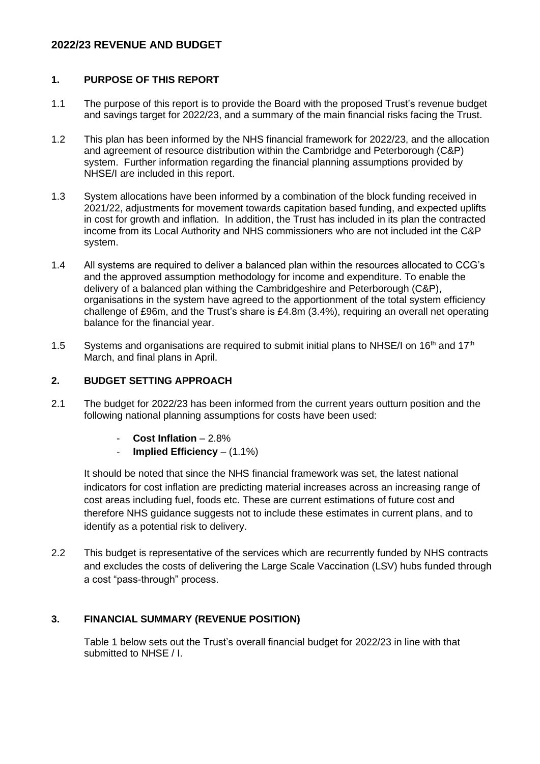## 2022/23 REVENUE AND BUDGET

### 1. PURPOSE OF THIS REPORT

1.1 The purpose of this report is to provide the Board with the proposed Trust's revenue budget and savings target for 2022/23, and a summary of the main financial risks facing the Trust.

1.2 This plan has been informed by the NHS financial framework for 2022/23, and the allocation and agreement of resource distribution within the Cambridge and Peterborough (C&P) system. Further information regarding the financial planning assumptions provided by NHSE/I are included in this report.

1.3 System allocations have been informed by a combination of the block funding received in 2021/22, adjustments for movement towards capitation based funding, and expected uplifts in cost for growth and inflation. In addition, the Trust has included in its plan the contracted income from its Local Authority and NHS commissioners who are not included int the C&P system.

1.4 All systems are required to deliver a balanced plan within the resources allocated to CCG's and the approved assumption methodology for income and expenditure. To enable the delivery of a balanced plan withing the Cambridgeshire and Peterborough (C&P), organisations in the system have agreed to the apportionment of the total system efficiency challenge of £96m, and the Trust's share is £4.8m (3.4%), requiring an overall net operating balance for the financial year.

1.5 Systems and organisations are required to submit initial plans to NHSE/I on 16th and 17th March, and final plans in April.

### 2. BUDGET SETTING APPROACH

2.1 The budget for 2022/23 has been informed from the current years outturn position and the following national planning assumptions for costs have been used:

- **Cost Inflation** – 2.8%
- **Implied Efficiency** – (1.1%)

It should be noted that since the NHS financial framework was set, the latest national indicators for cost inflation are predicting material increases across an increasing range of cost areas including fuel, foods etc. These are current estimations of future cost and therefore NHS guidance suggests not to include these estimates in current plans, and to identify as a potential risk to delivery.

2.2 This budget is representative of the services which are recurrently funded by NHS contracts and excludes the costs of delivering the Large Scale Vaccination (LSV) hubs funded through a cost "pass-through" process.

### 3. FINANCIAL SUMMARY (REVENUE POSITION)

Table 1 below sets out the Trust's overall financial budget for 2022/23 in line with that submitted to NHSE / I.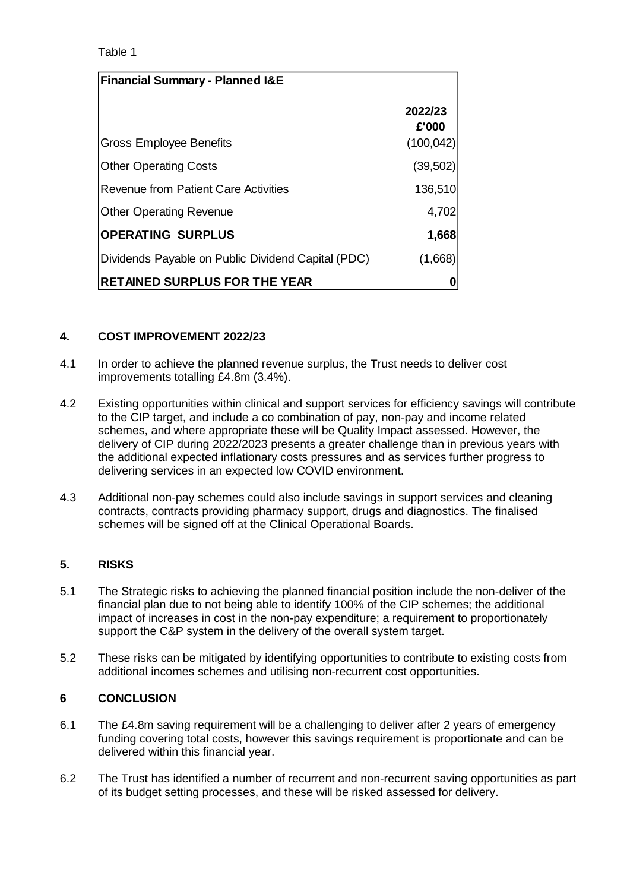Table 1

| Financial Summary - Planned I&E | |
|---|---|
| | 2022/23<br>£'000 |
| Gross Employee Benefits | (100,042) |
| Other Operating Costs | (39,502) |
| Revenue from Patient Care Activities | 136,510 |
| Other Operating Revenue | 4,702 |
| **OPERATING SURPLUS** | **1,668** |
| Dividends Payable on Public Dividend Capital (PDC) | (1,668) |
| **RETAINED SURPLUS FOR THE YEAR** | **0** |

## 4. COST IMPROVEMENT 2022/23

4.1 In order to achieve the planned revenue surplus, the Trust needs to deliver cost improvements totalling £4.8m (3.4%).

4.2 Existing opportunities within clinical and support services for efficiency savings will contribute to the CIP target, and include a co combination of pay, non-pay and income related schemes, and where appropriate these will be Quality Impact assessed. However, the delivery of CIP during 2022/2023 presents a greater challenge than in previous years with the additional expected inflationary costs pressures and as services further progress to delivering services in an expected low COVID environment.

4.3 Additional non-pay schemes could also include savings in support services and cleaning contracts, contracts providing pharmacy support, drugs and diagnostics. The finalised schemes will be signed off at the Clinical Operational Boards.

## 5. RISKS

5.1 The Strategic risks to achieving the planned financial position include the non-deliver of the financial plan due to not being able to identify 100% of the CIP schemes; the additional impact of increases in cost in the non-pay expenditure; a requirement to proportionately support the C&P system in the delivery of the overall system target.

5.2 These risks can be mitigated by identifying opportunities to contribute to existing costs from additional incomes schemes and utilising non-recurrent cost opportunities.

## 6 CONCLUSION

6.1 The £4.8m saving requirement will be a challenging to deliver after 2 years of emergency funding covering total costs, however this savings requirement is proportionate and can be delivered within this financial year.

6.2 The Trust has identified a number of recurrent and non-recurrent saving opportunities as part of its budget setting processes, and these will be risked assessed for delivery.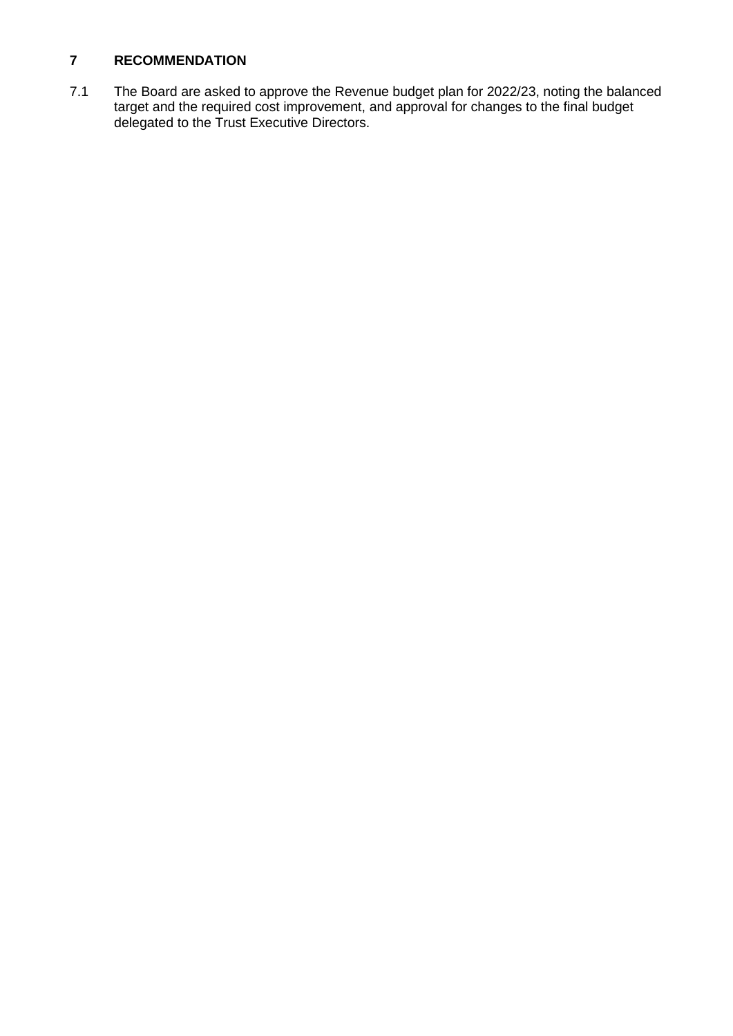## 7 RECOMMENDATION

7.1 The Board are asked to approve the Revenue budget plan for 2022/23, noting the balanced target and the required cost improvement, and approval for changes to the final budget delegated to the Trust Executive Directors.